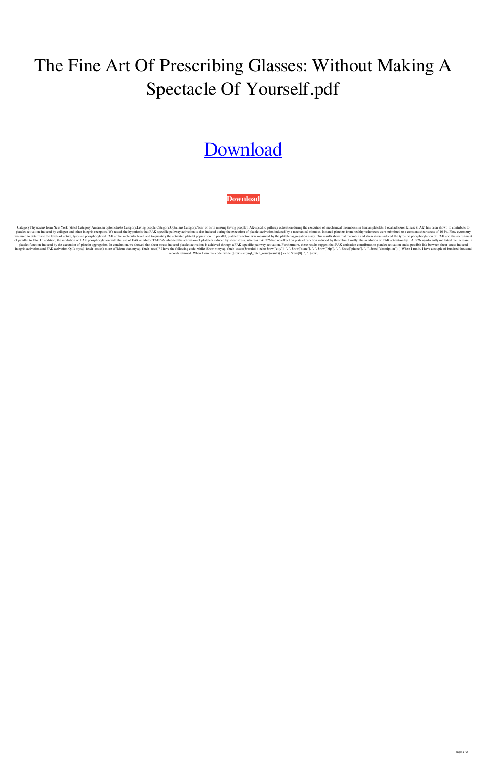# The Fine Art Of Prescribing Glasses: Without Making A Spectacle Of Yourself.pdf

[Download]

**Download**

Category:Physicians from New York (state) Category:American optometrists Category:Living people Category:Opticians Category:Year of birth missing (living people)FAK-specific pathway activation during the execution of mechanical thrombosis in human platelets. Focal adhesion kinase (FAK) has been shown to contribute to platelet activation induced by collagen and other integrin receptors. We tested the hypothesis that FAK-specific pathway activation is also induced during the execution of platelet activation induced by a mechanical stimulus. Isolated platelets from healthy volunteers were submitted to a constant shear stress of 10 Pa. Flow cytometry was used to determine the levels of active, tyrosine phosphorylated FAK at the molecular level, and to quantify the activated platelet population. In parallel, platelet function was measured by the platelet aggregation assay. Our results show that thrombin and shear stress induced the tyrosine phosphorylation of FAK and the recruitment of paxillin to FAs. In addition, the inhibition of FAK phosphorylation with the use of FAK-inhibitor TAE226 inhibited the activation of platelets induced by shear stress, whereas TAE226 had no effect on platelet function induced by thrombin. Finally, the inhibition of FAK activation by TAE226 significantly inhibited the increase in platelet function induced by the execution of platelet aggregation. In conclusion, we showed that shear stress-induced platelet activation is achieved through a FAK-specific pathway activation. Furthermore, these results suggest that FAK activation contributes to platelet activation and a possible link between shear stress-induced integrin activation and FAK activation.Q: Is mysql_fetch_assoc() more efficient than mysql_fetch_row()? I have the following code: while ($row = mysql_fetch_assoc($result)) { echo $row["city"]. ", ". $row["state"]. ", ". $row["zip"]. ", ". $row["phone"]. ", ". $row["description"]; } When I run it, I have a couple of hundred thousand records returned. When I run this code: while ($row = mysql_fetch_row($result)) { echo $row[0]. ", ". $row[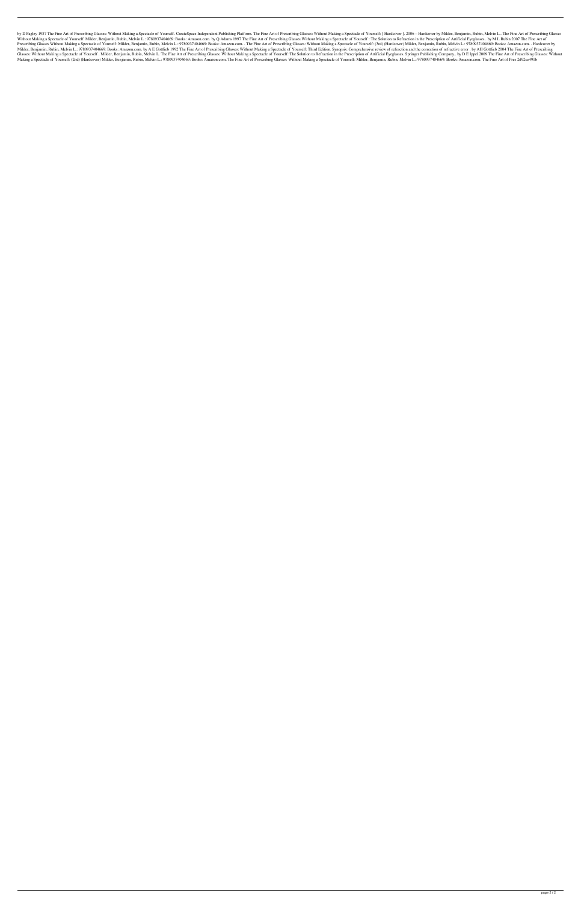by D Fagley 1987 The Fine Art of Prescribing Glasses: Without Making a Spectacle of Yourself. CreateSpace Independent Publishing Platform. The Fine Art of Prescribing Glasses: Without Making a Spectacle of Yourself: [ Hardcover ], 2006 – Hardcover by Milder, Benjamin, Rubin, Melvin L.. The Fine Art of Prescribing Glasses Without Making a Spectacle of Yourself: Milder, Benjamin, Rubin, Melvin L.: 9780937404669: Books: Amazon.com. by Q Adams 1997 The Fine Art of Prescribing Glasses Without Making a Spectacle of Yourself : The Solution to Refraction in the Prescription of Artificial Eyeglasses . by M L Rubin 2007 The Fine Art of Prescribing Glasses Without Making a Spectacle of Yourself: Milder, Benjamin, Rubin, Melvin L.: 9780937404669: Books: Amazon.com. . The Fine Art of Prescribing Glasses: Without Making a Spectacle of Yourself: (3rd) (Hardcover) Milder, Benjamin, Rubin, Melvin L.: 9780937404669: Books: Amazon.com. . Hardcover by Milder, Benjamin, Rubin, Melvin L.: 9780937404669: Books: Amazon.com. by A E Gottlieb 1992 The Fine Art of Prescribing Glasses: Without Making a Spectacle of Yourself: Third Edition. Synopsis: Comprehensive review of refraction and the correction of refractive error . by AH Gottlieb 2004 The Fine Art of Prescribing Glasses: Without Making a Spectacle of Yourself . Milder, Benjamin, Rubin, Melvin L. The Fine Art of Prescribing Glasses: Without Making a Spectacle of Yourself: The Solution to Refraction in the Prescription of Artificial Eyeglasses. Springer Publishing Company.. by D E Ippel 2009 The Fine Art of Prescribing Glasses: Without Making a Spectacle of Yourself: (2nd) (Hardcover) Milder, Benjamin, Rubin, Melvin L.: 9780937404669: Books: Amazon.com. The Fine Art of Prescribing Glasses: Without Making a Spectacle of Yourself: Milder, Benjamin, Rubin, Melvin L.: 9780937404669: Books: Amazon.com. The Fine Art of Pres 2d92ce491b